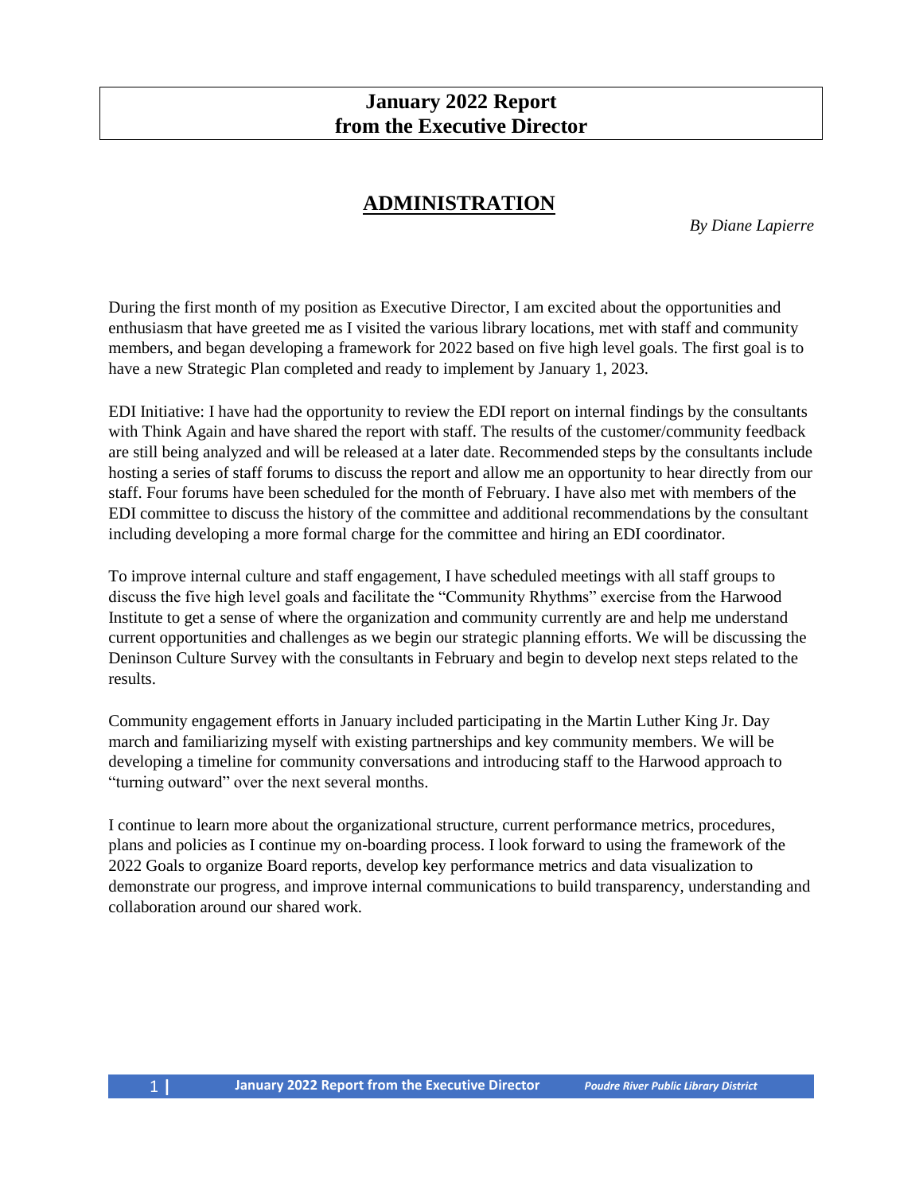# January 2022 Report from the Executive Director

## ADMINISTRATION

*By Diane Lapierre*

During the first month of my position as Executive Director, I am excited about the opportunities and enthusiasm that have greeted me as I visited the various library locations, met with staff and community members, and began developing a framework for 2022 based on five high level goals. The first goal is to have a new Strategic Plan completed and ready to implement by January 1, 2023.

EDI Initiative: I have had the opportunity to review the EDI report on internal findings by the consultants with Think Again and have shared the report with staff. The results of the customer/community feedback are still being analyzed and will be released at a later date. Recommended steps by the consultants include hosting a series of staff forums to discuss the report and allow me an opportunity to hear directly from our staff. Four forums have been scheduled for the month of February. I have also met with members of the EDI committee to discuss the history of the committee and additional recommendations by the consultant including developing a more formal charge for the committee and hiring an EDI coordinator.

To improve internal culture and staff engagement, I have scheduled meetings with all staff groups to discuss the five high level goals and facilitate the "Community Rhythms" exercise from the Harwood Institute to get a sense of where the organization and community currently are and help me understand current opportunities and challenges as we begin our strategic planning efforts. We will be discussing the Deninson Culture Survey with the consultants in February and begin to develop next steps related to the results.

Community engagement efforts in January included participating in the Martin Luther King Jr. Day march and familiarizing myself with existing partnerships and key community members. We will be developing a timeline for community conversations and introducing staff to the Harwood approach to "turning outward" over the next several months.

I continue to learn more about the organizational structure, current performance metrics, procedures, plans and policies as I continue my on-boarding process. I look forward to using the framework of the 2022 Goals to organize Board reports, develop key performance metrics and data visualization to demonstrate our progress, and improve internal communications to build transparency, understanding and collaboration around our shared work.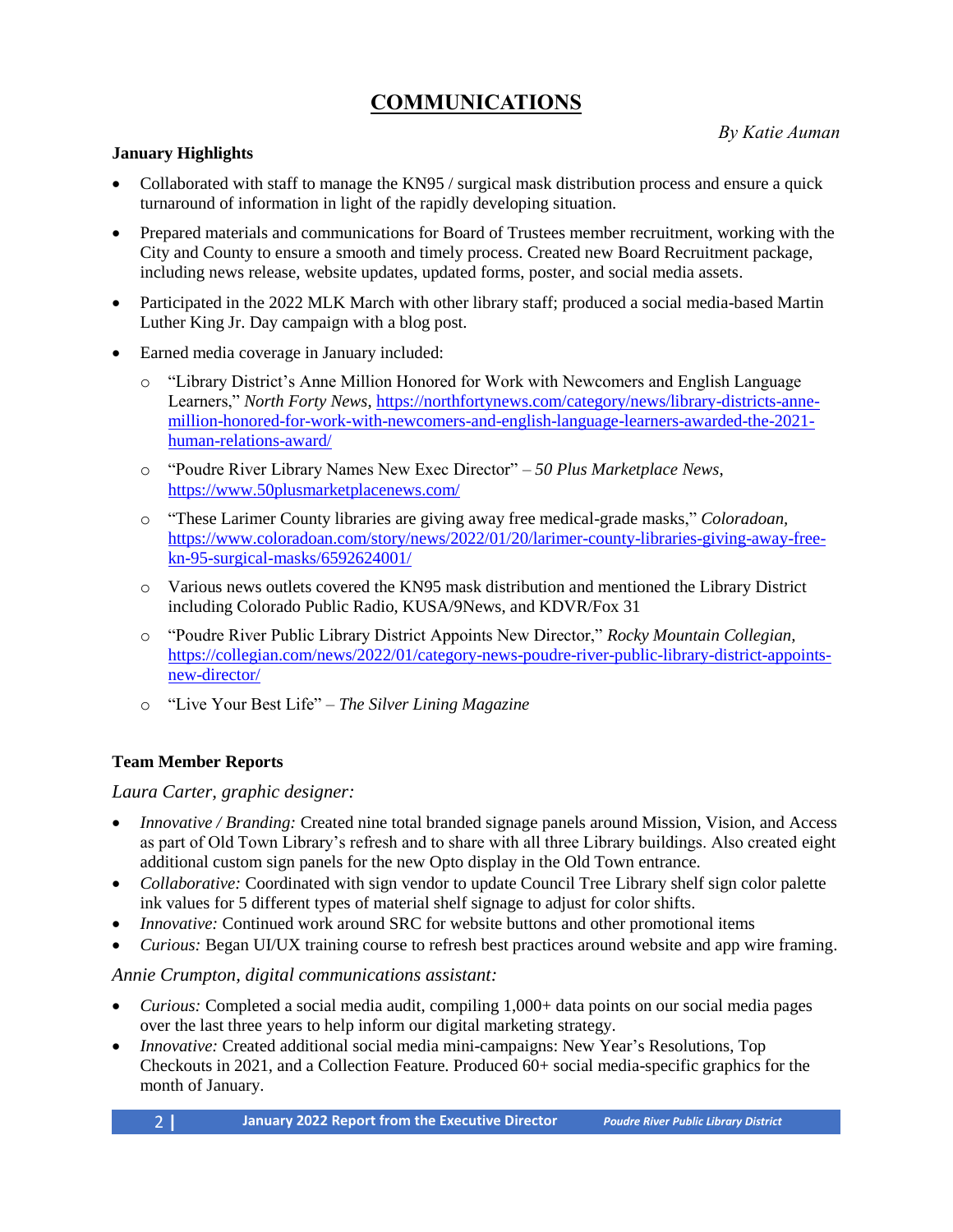# COMMUNICATIONS

*By Katie Auman*

**January Highlights**

- Collaborated with staff to manage the KN95 / surgical mask distribution process and ensure a quick turnaround of information in light of the rapidly developing situation.
- Prepared materials and communications for Board of Trustees member recruitment, working with the City and County to ensure a smooth and timely process. Created new Board Recruitment package, including news release, website updates, updated forms, poster, and social media assets.
- Participated in the 2022 MLK March with other library staff; produced a social media-based Martin Luther King Jr. Day campaign with a blog post.
- Earned media coverage in January included:
  - "Library District's Anne Million Honored for Work with Newcomers and English Language Learners," *North Forty News*, https://northfortynews.com/category/news/library-districts-anne-million-honored-for-work-with-newcomers-and-english-language-learners-awarded-the-2021-human-relations-award/
  - "Poudre River Library Names New Exec Director" – *50 Plus Marketplace News*, https://www.50plusmarketplacenews.com/
  - "These Larimer County libraries are giving away free medical-grade masks," *Coloradoan*, https://www.coloradoan.com/story/news/2022/01/20/larimer-county-libraries-giving-away-free-kn-95-surgical-masks/6592624001/
  - Various news outlets covered the KN95 mask distribution and mentioned the Library District including Colorado Public Radio, KUSA/9News, and KDVR/Fox 31
  - "Poudre River Public Library District Appoints New Director," *Rocky Mountain Collegian*, https://collegian.com/news/2022/01/category-news-poudre-river-public-library-district-appoints-new-director/
  - "Live Your Best Life" – *The Silver Lining Magazine*

**Team Member Reports**

*Laura Carter, graphic designer:*

- *Innovative / Branding:* Created nine total branded signage panels around Mission, Vision, and Access as part of Old Town Library's refresh and to share with all three Library buildings. Also created eight additional custom sign panels for the new Opto display in the Old Town entrance.
- *Collaborative:* Coordinated with sign vendor to update Council Tree Library shelf sign color palette ink values for 5 different types of material shelf signage to adjust for color shifts.
- *Innovative:* Continued work around SRC for website buttons and other promotional items
- *Curious:* Began UI/UX training course to refresh best practices around website and app wire framing.

*Annie Crumpton, digital communications assistant:*

- *Curious:* Completed a social media audit, compiling 1,000+ data points on our social media pages over the last three years to help inform our digital marketing strategy.
- *Innovative:* Created additional social media mini-campaigns: New Year's Resolutions, Top Checkouts in 2021, and a Collection Feature. Produced 60+ social media-specific graphics for the month of January.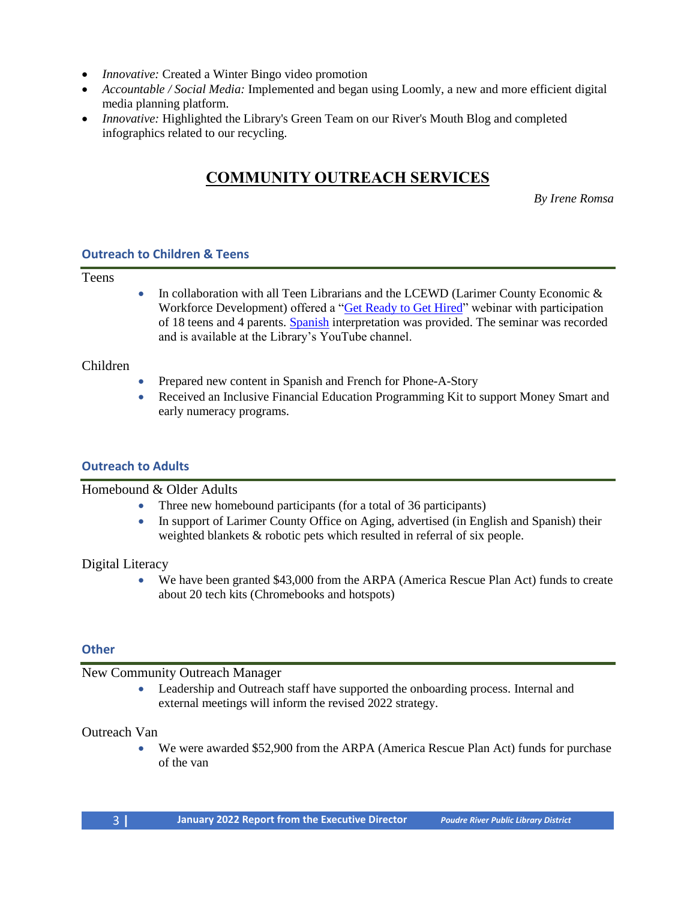- *Innovative:* Created a Winter Bingo video promotion
- *Accountable / Social Media:* Implemented and began using Loomly, a new and more efficient digital media planning platform.
- *Innovative:* Highlighted the Library's Green Team on our River's Mouth Blog and completed infographics related to our recycling.

# COMMUNITY OUTREACH SERVICES

*By Irene Romsa*

### Outreach to Children & Teens

Teens

- In collaboration with all Teen Librarians and the LCEWD (Larimer County Economic & Workforce Development) offered a "Get Ready to Get Hired" webinar with participation of 18 teens and 4 parents. Spanish interpretation was provided. The seminar was recorded and is available at the Library's YouTube channel.

Children

- Prepared new content in Spanish and French for Phone-A-Story
- Received an Inclusive Financial Education Programming Kit to support Money Smart and early numeracy programs.

### Outreach to Adults

Homebound & Older Adults

- Three new homebound participants (for a total of 36 participants)
- In support of Larimer County Office on Aging, advertised (in English and Spanish) their weighted blankets & robotic pets which resulted in referral of six people.

Digital Literacy

- We have been granted $43,000 from the ARPA (America Rescue Plan Act) funds to create about 20 tech kits (Chromebooks and hotspots)

### Other

New Community Outreach Manager

- Leadership and Outreach staff have supported the onboarding process. Internal and external meetings will inform the revised 2022 strategy.

Outreach Van

- We were awarded $52,900 from the ARPA (America Rescue Plan Act) funds for purchase of the van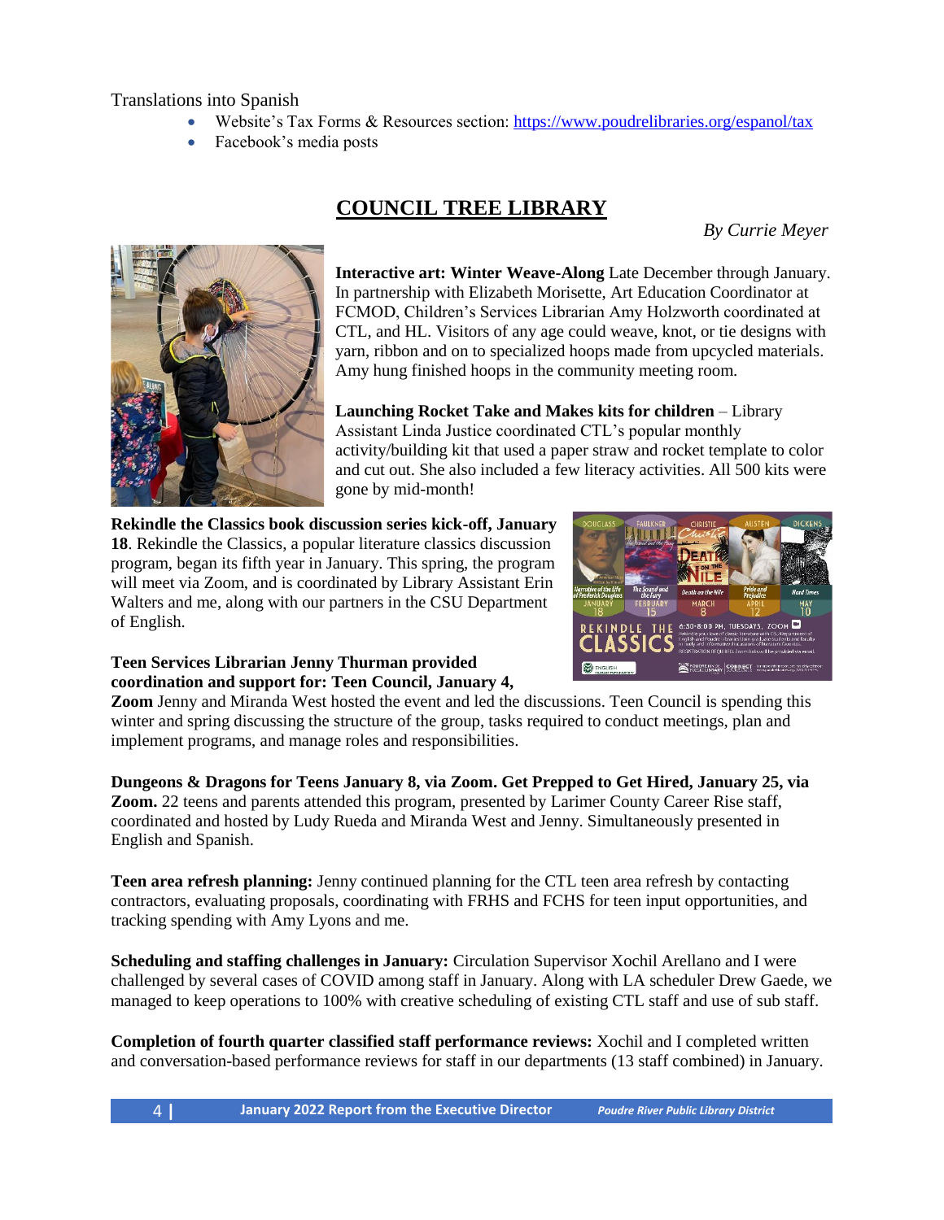Translations into Spanish

- Website's Tax Forms & Resources section: https://www.poudrelibraries.org/espanol/tax
- Facebook's media posts

## COUNCIL TREE LIBRARY

*By Currie Meyer*

**Interactive art: Winter Weave-Along** Late December through January. In partnership with Elizabeth Morisette, Art Education Coordinator at FCMOD, Children's Services Librarian Amy Holzworth coordinated at CTL, and HL. Visitors of any age could weave, knot, or tie designs with yarn, ribbon and on to specialized hoops made from upcycled materials. Amy hung finished hoops in the community meeting room.

**Launching Rocket Take and Makes kits for children** – Library Assistant Linda Justice coordinated CTL's popular monthly activity/building kit that used a paper straw and rocket template to color and cut out. She also included a few literacy activities. All 500 kits were gone by mid-month!

**Rekindle the Classics book discussion series kick-off, January 18**. Rekindle the Classics, a popular literature classics discussion program, began its fifth year in January. This spring, the program will meet via Zoom, and is coordinated by Library Assistant Erin Walters and me, along with our partners in the CSU Department of English.

**Teen Services Librarian Jenny Thurman provided coordination and support for: Teen Council, January 4, Zoom** Jenny and Miranda West hosted the event and led the discussions. Teen Council is spending this winter and spring discussing the structure of the group, tasks required to conduct meetings, plan and implement programs, and manage roles and responsibilities.

**Dungeons & Dragons for Teens January 8, via Zoom. Get Prepped to Get Hired, January 25, via Zoom.** 22 teens and parents attended this program, presented by Larimer County Career Rise staff, coordinated and hosted by Ludy Rueda and Miranda West and Jenny. Simultaneously presented in English and Spanish.

**Teen area refresh planning:** Jenny continued planning for the CTL teen area refresh by contacting contractors, evaluating proposals, coordinating with FRHS and FCHS for teen input opportunities, and tracking spending with Amy Lyons and me.

**Scheduling and staffing challenges in January:** Circulation Supervisor Xochil Arellano and I were challenged by several cases of COVID among staff in January. Along with LA scheduler Drew Gaede, we managed to keep operations to 100% with creative scheduling of existing CTL staff and use of sub staff.

**Completion of fourth quarter classified staff performance reviews:** Xochil and I completed written and conversation-based performance reviews for staff in our departments (13 staff combined) in January.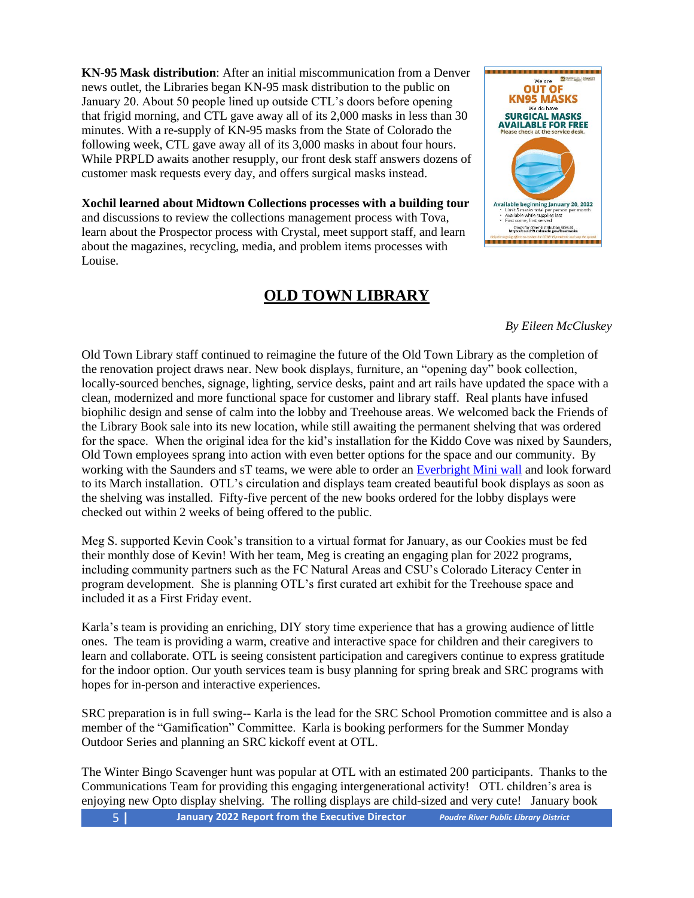**KN-95 Mask distribution**: After an initial miscommunication from a Denver news outlet, the Libraries began KN-95 mask distribution to the public on January 20. About 50 people lined up outside CTL's doors before opening that frigid morning, and CTL gave away all of its 2,000 masks in less than 30 minutes. With a re-supply of KN-95 masks from the State of Colorado the following week, CTL gave away all of its 3,000 masks in about four hours. While PRPLD awaits another resupply, our front desk staff answers dozens of customer mask requests every day, and offers surgical masks instead.

**Xochil learned about Midtown Collections processes with a building tour** and discussions to review the collections management process with Tova, learn about the Prospector process with Crystal, meet support staff, and learn about the magazines, recycling, media, and problem items processes with Louise.

# OLD TOWN LIBRARY

*By Eileen McCluskey*

Old Town Library staff continued to reimagine the future of the Old Town Library as the completion of the renovation project draws near. New book displays, furniture, an "opening day" book collection, locally-sourced benches, signage, lighting, service desks, paint and art rails have updated the space with a clean, modernized and more functional space for customer and library staff. Real plants have infused biophilic design and sense of calm into the lobby and Treehouse areas. We welcomed back the Friends of the Library Book sale into its new location, while still awaiting the permanent shelving that was ordered for the space. When the original idea for the kid's installation for the Kiddo Cove was nixed by Saunders, Old Town employees sprang into action with even better options for the space and our community. By working with the Saunders and sT teams, we were able to order an Everbright Mini wall and look forward to its March installation. OTL's circulation and displays team created beautiful book displays as soon as the shelving was installed. Fifty-five percent of the new books ordered for the lobby displays were checked out within 2 weeks of being offered to the public.

Meg S. supported Kevin Cook's transition to a virtual format for January, as our Cookies must be fed their monthly dose of Kevin! With her team, Meg is creating an engaging plan for 2022 programs, including community partners such as the FC Natural Areas and CSU's Colorado Literacy Center in program development. She is planning OTL's first curated art exhibit for the Treehouse space and included it as a First Friday event.

Karla's team is providing an enriching, DIY story time experience that has a growing audience of little ones. The team is providing a warm, creative and interactive space for children and their caregivers to learn and collaborate. OTL is seeing consistent participation and caregivers continue to express gratitude for the indoor option. Our youth services team is busy planning for spring break and SRC programs with hopes for in-person and interactive experiences.

SRC preparation is in full swing-- Karla is the lead for the SRC School Promotion committee and is also a member of the "Gamification" Committee. Karla is booking performers for the Summer Monday Outdoor Series and planning an SRC kickoff event at OTL.

The Winter Bingo Scavenger hunt was popular at OTL with an estimated 200 participants. Thanks to the Communications Team for providing this engaging intergenerational activity! OTL children's area is enjoying new Opto display shelving. The rolling displays are child-sized and very cute! January book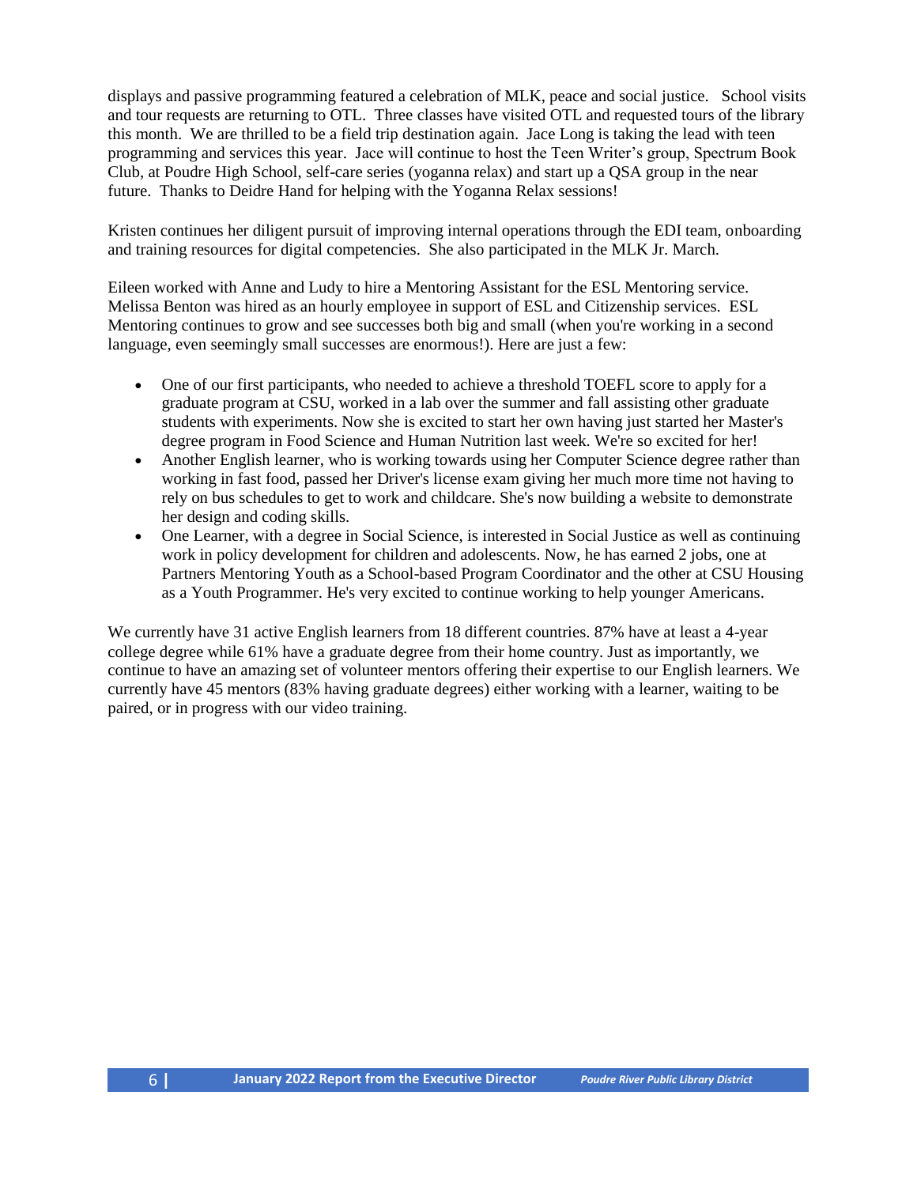displays and passive programming featured a celebration of MLK, peace and social justice. School visits and tour requests are returning to OTL. Three classes have visited OTL and requested tours of the library this month. We are thrilled to be a field trip destination again. Jace Long is taking the lead with teen programming and services this year. Jace will continue to host the Teen Writer's group, Spectrum Book Club, at Poudre High School, self-care series (yoganna relax) and start up a QSA group in the near future. Thanks to Deidre Hand for helping with the Yoganna Relax sessions!

Kristen continues her diligent pursuit of improving internal operations through the EDI team, onboarding and training resources for digital competencies. She also participated in the MLK Jr. March.

Eileen worked with Anne and Ludy to hire a Mentoring Assistant for the ESL Mentoring service. Melissa Benton was hired as an hourly employee in support of ESL and Citizenship services. ESL Mentoring continues to grow and see successes both big and small (when you're working in a second language, even seemingly small successes are enormous!). Here are just a few:

- One of our first participants, who needed to achieve a threshold TOEFL score to apply for a graduate program at CSU, worked in a lab over the summer and fall assisting other graduate students with experiments. Now she is excited to start her own having just started her Master's degree program in Food Science and Human Nutrition last week. We're so excited for her!
- Another English learner, who is working towards using her Computer Science degree rather than working in fast food, passed her Driver's license exam giving her much more time not having to rely on bus schedules to get to work and childcare. She's now building a website to demonstrate her design and coding skills.
- One Learner, with a degree in Social Science, is interested in Social Justice as well as continuing work in policy development for children and adolescents. Now, he has earned 2 jobs, one at Partners Mentoring Youth as a School-based Program Coordinator and the other at CSU Housing as a Youth Programmer. He's very excited to continue working to help younger Americans.

We currently have 31 active English learners from 18 different countries. 87% have at least a 4-year college degree while 61% have a graduate degree from their home country. Just as importantly, we continue to have an amazing set of volunteer mentors offering their expertise to our English learners. We currently have 45 mentors (83% having graduate degrees) either working with a learner, waiting to be paired, or in progress with our video training.